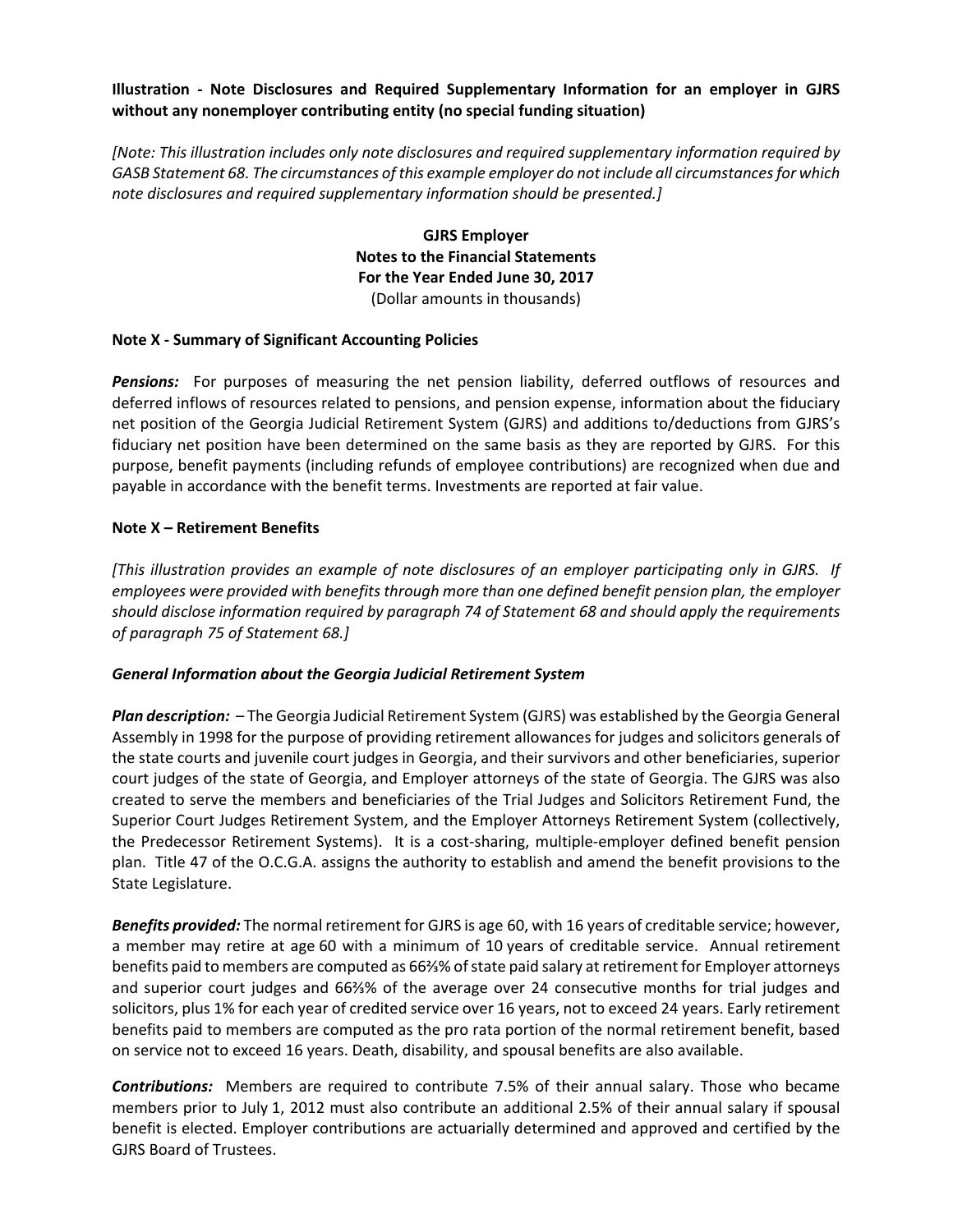**Illustration - Note Disclosures and Required Supplementary Information for an employer in GJRS without any nonemployer contributing entity (no special funding situation)**

*[Note: This illustration includes only note disclosures and required supplementary information required by GASB Statement 68. The circumstances of this example employer do not include all circumstances for which note disclosures and required supplementary information should be presented.]*

**GJRS Employer**
**Notes to the Financial Statements**
**For the Year Ended June 30, 2017**
(Dollar amounts in thousands)

**Note X - Summary of Significant Accounting Policies**

***Pensions:*** For purposes of measuring the net pension liability, deferred outflows of resources and deferred inflows of resources related to pensions, and pension expense, information about the fiduciary net position of the Georgia Judicial Retirement System (GJRS) and additions to/deductions from GJRS's fiduciary net position have been determined on the same basis as they are reported by GJRS. For this purpose, benefit payments (including refunds of employee contributions) are recognized when due and payable in accordance with the benefit terms. Investments are reported at fair value.

**Note X – Retirement Benefits**

*[This illustration provides an example of note disclosures of an employer participating only in GJRS. If employees were provided with benefits through more than one defined benefit pension plan, the employer should disclose information required by paragraph 74 of Statement 68 and should apply the requirements of paragraph 75 of Statement 68.]*

***General Information about the Georgia Judicial Retirement System***

***Plan description:*** – The Georgia Judicial Retirement System (GJRS) was established by the Georgia General Assembly in 1998 for the purpose of providing retirement allowances for judges and solicitors generals of the state courts and juvenile court judges in Georgia, and their survivors and other beneficiaries, superior court judges of the state of Georgia, and Employer attorneys of the state of Georgia. The GJRS was also created to serve the members and beneficiaries of the Trial Judges and Solicitors Retirement Fund, the Superior Court Judges Retirement System, and the Employer Attorneys Retirement System (collectively, the Predecessor Retirement Systems). It is a cost-sharing, multiple-employer defined benefit pension plan. Title 47 of the O.C.G.A. assigns the authority to establish and amend the benefit provisions to the State Legislature.

***Benefits provided:*** The normal retirement for GJRS is age 60, with 16 years of creditable service; however, a member may retire at age 60 with a minimum of 10 years of creditable service. Annual retirement benefits paid to members are computed as 66⅔% of state paid salary at retirement for Employer attorneys and superior court judges and 66⅔% of the average over 24 consecutive months for trial judges and solicitors, plus 1% for each year of credited service over 16 years, not to exceed 24 years. Early retirement benefits paid to members are computed as the pro rata portion of the normal retirement benefit, based on service not to exceed 16 years. Death, disability, and spousal benefits are also available.

***Contributions:*** Members are required to contribute 7.5% of their annual salary. Those who became members prior to July 1, 2012 must also contribute an additional 2.5% of their annual salary if spousal benefit is elected. Employer contributions are actuarially determined and approved and certified by the GJRS Board of Trustees.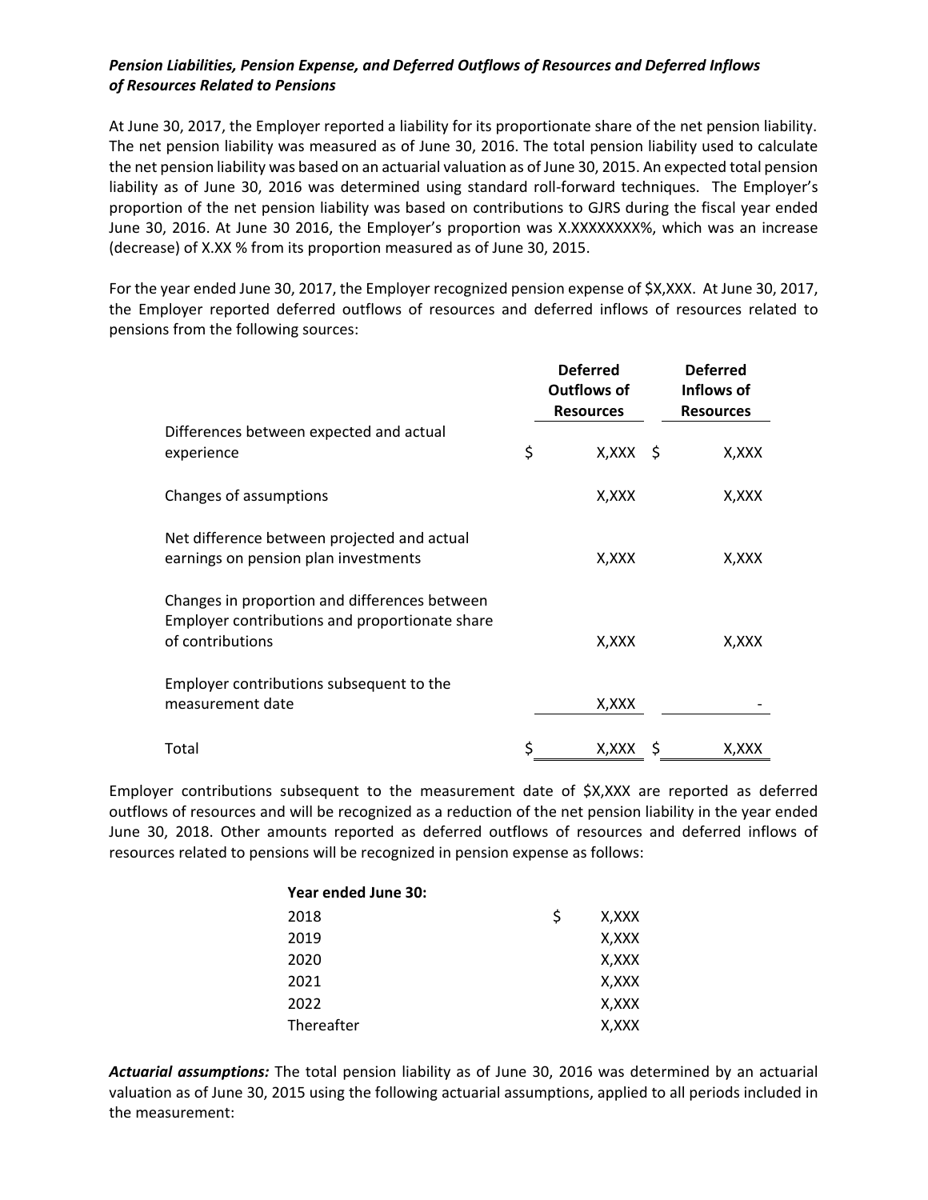***Pension Liabilities, Pension Expense, and Deferred Outflows of Resources and Deferred Inflows of Resources Related to Pensions***

At June 30, 2017, the Employer reported a liability for its proportionate share of the net pension liability. The net pension liability was measured as of June 30, 2016. The total pension liability used to calculate the net pension liability was based on an actuarial valuation as of June 30, 2015. An expected total pension liability as of June 30, 2016 was determined using standard roll-forward techniques. The Employer's proportion of the net pension liability was based on contributions to GJRS during the fiscal year ended June 30, 2016. At June 30 2016, the Employer's proportion was X.XXXXXXXX%, which was an increase (decrease) of X.XX % from its proportion measured as of June 30, 2015.

For the year ended June 30, 2017, the Employer recognized pension expense of $X,XXX. At June 30, 2017, the Employer reported deferred outflows of resources and deferred inflows of resources related to pensions from the following sources:

| | Deferred Outflows of Resources | Deferred Inflows of Resources |
|---|---|---|
| Differences between expected and actual experience | $ X,XXX | $ X,XXX |
| Changes of assumptions | X,XXX | X,XXX |
| Net difference between projected and actual earnings on pension plan investments | X,XXX | X,XXX |
| Changes in proportion and differences between Employer contributions and proportionate share of contributions | X,XXX | X,XXX |
| Employer contributions subsequent to the measurement date | X,XXX | - |
| Total | $ X,XXX | $ X,XXX |

Employer contributions subsequent to the measurement date of $X,XXX are reported as deferred outflows of resources and will be recognized as a reduction of the net pension liability in the year ended June 30, 2018. Other amounts reported as deferred outflows of resources and deferred inflows of resources related to pensions will be recognized in pension expense as follows:

| **Year ended June 30:** | |
|---|---|
| 2018 | $ X,XXX |
| 2019 | X,XXX |
| 2020 | X,XXX |
| 2021 | X,XXX |
| 2022 | X,XXX |
| Thereafter | X,XXX |

***Actuarial assumptions:*** The total pension liability as of June 30, 2016 was determined by an actuarial valuation as of June 30, 2015 using the following actuarial assumptions, applied to all periods included in the measurement: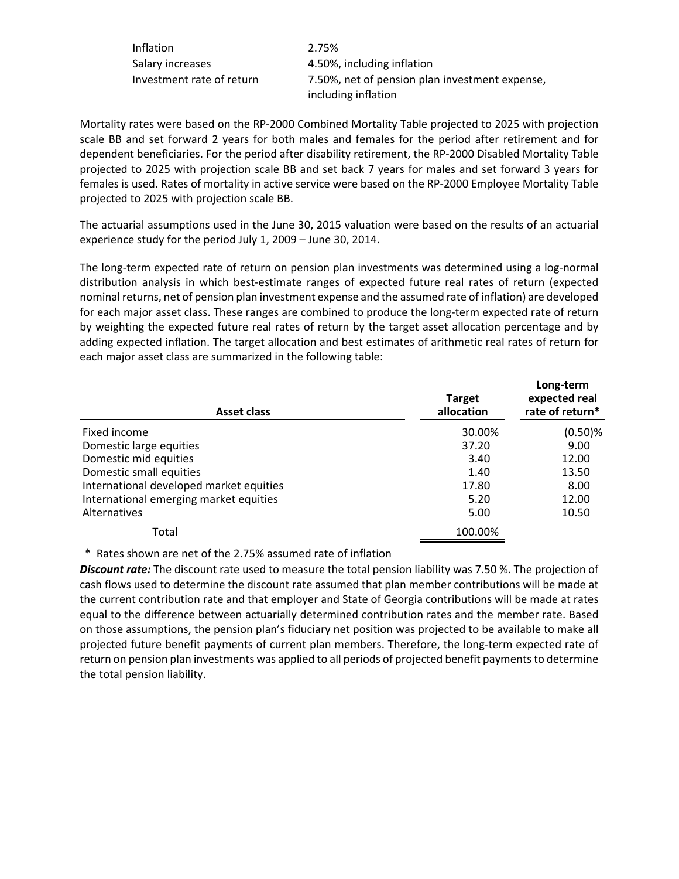| | |
|---|---|
| Inflation | 2.75% |
| Salary increases | 4.50%, including inflation |
| Investment rate of return | 7.50%, net of pension plan investment expense, including inflation |

Mortality rates were based on the RP-2000 Combined Mortality Table projected to 2025 with projection scale BB and set forward 2 years for both males and females for the period after retirement and for dependent beneficiaries. For the period after disability retirement, the RP-2000 Disabled Mortality Table projected to 2025 with projection scale BB and set back 7 years for males and set forward 3 years for females is used. Rates of mortality in active service were based on the RP-2000 Employee Mortality Table projected to 2025 with projection scale BB.

The actuarial assumptions used in the June 30, 2015 valuation were based on the results of an actuarial experience study for the period July 1, 2009 – June 30, 2014.

The long-term expected rate of return on pension plan investments was determined using a log-normal distribution analysis in which best-estimate ranges of expected future real rates of return (expected nominal returns, net of pension plan investment expense and the assumed rate of inflation) are developed for each major asset class. These ranges are combined to produce the long-term expected rate of return by weighting the expected future real rates of return by the target asset allocation percentage and by adding expected inflation. The target allocation and best estimates of arithmetic real rates of return for each major asset class are summarized in the following table:

| Asset class | Target allocation | Long-term expected real rate of return* |
|---|---|---|
| Fixed income | 30.00% | (0.50)% |
| Domestic large equities | 37.20 | 9.00 |
| Domestic mid equities | 3.40 | 12.00 |
| Domestic small equities | 1.40 | 13.50 |
| International developed market equities | 17.80 | 8.00 |
| International emerging market equities | 5.20 | 12.00 |
| Alternatives | 5.00 | 10.50 |
| Total | 100.00% | |

\* Rates shown are net of the 2.75% assumed rate of inflation

***Discount rate:*** The discount rate used to measure the total pension liability was 7.50 %. The projection of cash flows used to determine the discount rate assumed that plan member contributions will be made at the current contribution rate and that employer and State of Georgia contributions will be made at rates equal to the difference between actuarially determined contribution rates and the member rate. Based on those assumptions, the pension plan's fiduciary net position was projected to be available to make all projected future benefit payments of current plan members. Therefore, the long-term expected rate of return on pension plan investments was applied to all periods of projected benefit payments to determine the total pension liability.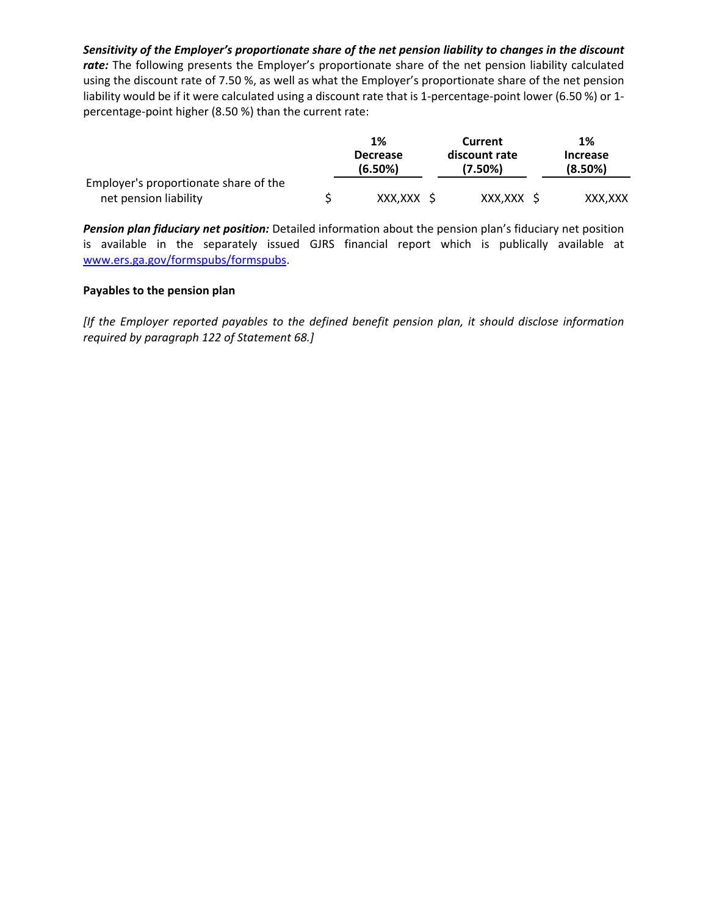***Sensitivity of the Employer's proportionate share of the net pension liability to changes in the discount rate:*** The following presents the Employer's proportionate share of the net pension liability calculated using the discount rate of 7.50 %, as well as what the Employer's proportionate share of the net pension liability would be if it were calculated using a discount rate that is 1-percentage-point lower (6.50 %) or 1-percentage-point higher (8.50 %) than the current rate:

| | 1% Decrease (6.50%) | Current discount rate (7.50%) | 1% Increase (8.50%) |
|---|---|---|---|
| Employer's proportionate share of the net pension liability | $ XXX,XXX | $ XXX,XXX | $ XXX,XXX |

***Pension plan fiduciary net position:*** Detailed information about the pension plan's fiduciary net position is available in the separately issued GJRS financial report which is publically available at www.ers.ga.gov/formspubs/formspubs.

**Payables to the pension plan**

*[If the Employer reported payables to the defined benefit pension plan, it should disclose information required by paragraph 122 of Statement 68.]*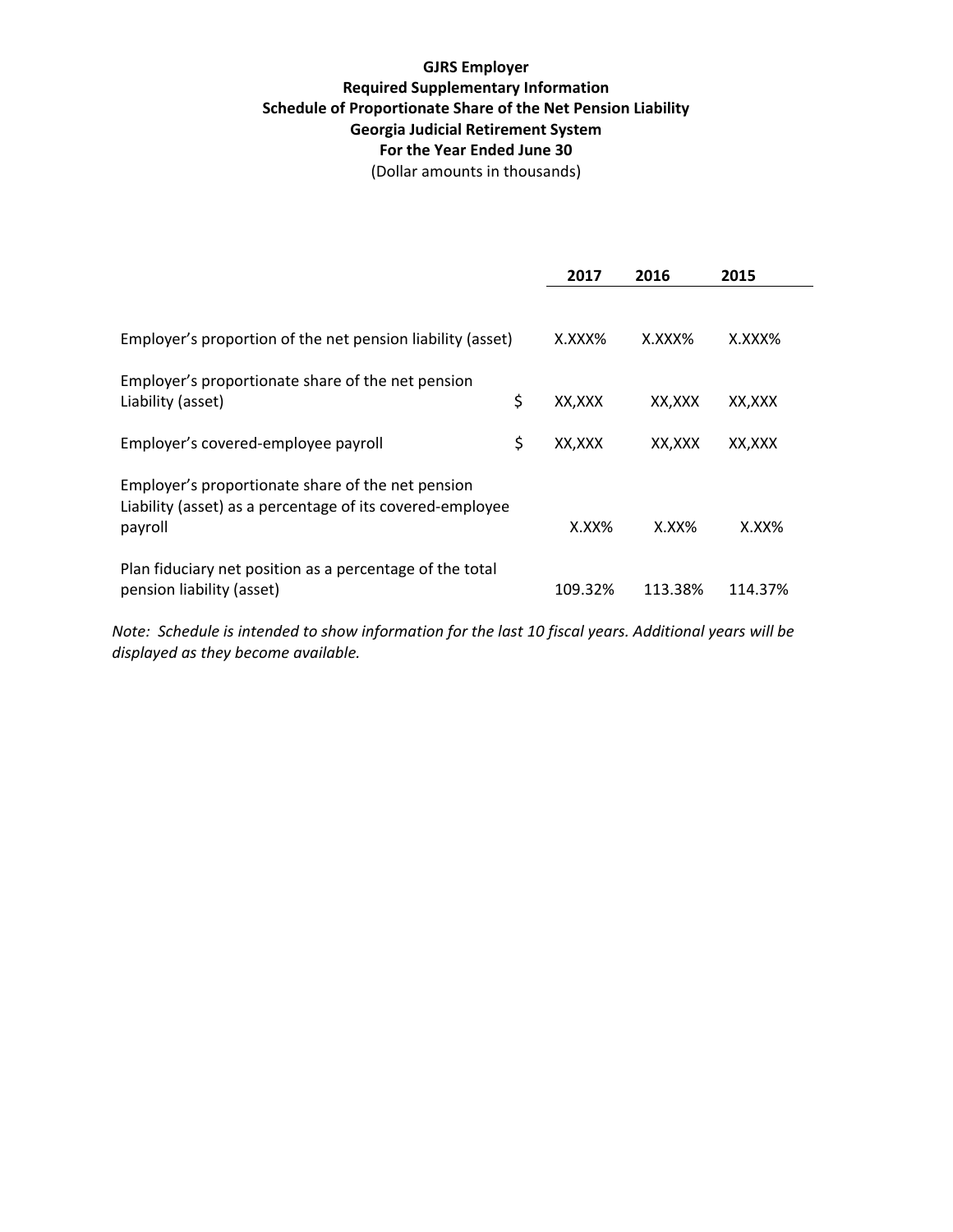**GJRS Employer**
**Required Supplementary Information**
**Schedule of Proportionate Share of the Net Pension Liability**
**Georgia Judicial Retirement System**
**For the Year Ended June 30**
(Dollar amounts in thousands)

| | | 2017 | 2016 | 2015 |
|---|---|---|---|---|
| Employer's proportion of the net pension liability (asset) | | X.XXX% | X.XXX% | X.XXX% |
| Employer's proportionate share of the net pension Liability (asset) | $ | XX,XXX | XX,XXX | XX,XXX |
| Employer's covered-employee payroll | $ | XX,XXX | XX,XXX | XX,XXX |
| Employer's proportionate share of the net pension Liability (asset) as a percentage of its covered-employee payroll | | X.XX% | X.XX% | X.XX% |
| Plan fiduciary net position as a percentage of the total pension liability (asset) | | 109.32% | 113.38% | 114.37% |

*Note: Schedule is intended to show information for the last 10 fiscal years. Additional years will be displayed as they become available.*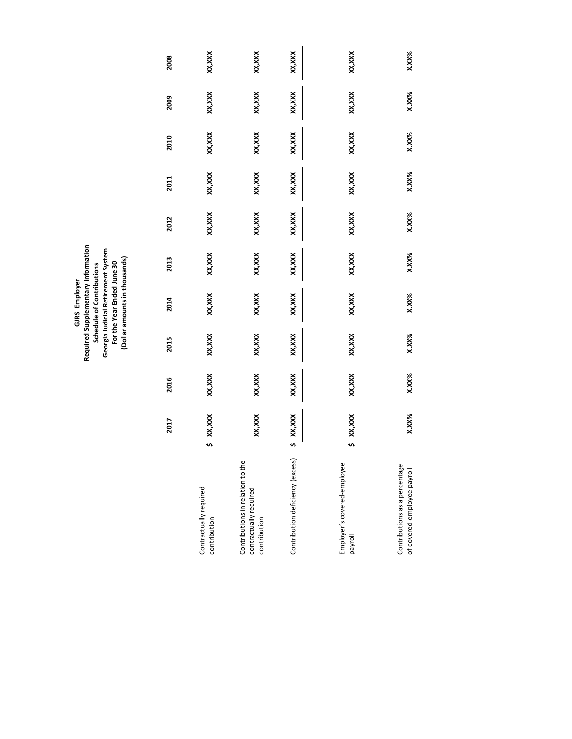**GJRS Employer**
**Required Supplementary Information**
**Schedule of Contributions**
**Georgia Judicial Retirement System**
**For the Year Ended June 30**
**(Dollar amounts in thousands)**

| | 2017 | 2016 | 2015 | 2014 | 2013 | 2012 | 2011 | 2010 | 2009 | 2008 |
|---|---|---|---|---|---|---|---|---|---|---|
| Contractually required contribution | $ XX,XXX | XX,XXX | XX,XXX | XX,XXX | XX,XXX | XX,XXX | XX,XXX | XX,XXX | XX,XXX | XX,XXX |
| Contributions in relation to the contractually required contribution | XX,XXX | XX,XXX | XX,XXX | XX,XXX | XX,XXX | XX,XXX | XX,XXX | XX,XXX | XX,XXX | XX,XXX |
| Contribution deficiency (excess) | $ XX,XXX | XX,XXX | XX,XXX | XX,XXX | XX,XXX | XX,XXX | XX,XXX | XX,XXX | XX,XXX | XX,XXX |
| Employer's covered-employee payroll | $ XX,XXX | XX,XXX | XX,XXX | XX,XXX | XX,XXX | XX,XXX | XX,XXX | XX,XXX | XX,XXX | XX,XXX |
| Contributions as a percentage of covered-employee payroll | X.XX% | X.XX% | X.XX% | X.XX% | X.XX% | X.XX% | X.XX% | X.XX% | X.XX% | X.XX% |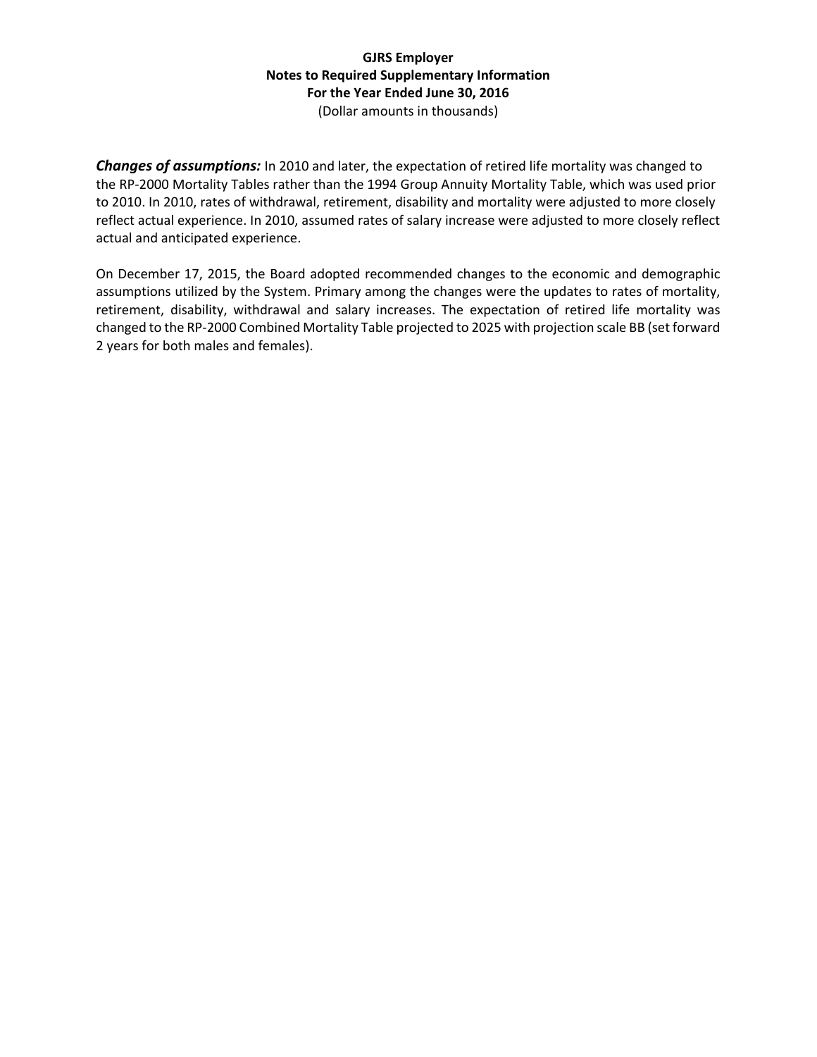**GJRS Employer**
**Notes to Required Supplementary Information**
**For the Year Ended June 30, 2016**
(Dollar amounts in thousands)

***Changes of assumptions:*** In 2010 and later, the expectation of retired life mortality was changed to the RP-2000 Mortality Tables rather than the 1994 Group Annuity Mortality Table, which was used prior to 2010. In 2010, rates of withdrawal, retirement, disability and mortality were adjusted to more closely reflect actual experience. In 2010, assumed rates of salary increase were adjusted to more closely reflect actual and anticipated experience.

On December 17, 2015, the Board adopted recommended changes to the economic and demographic assumptions utilized by the System. Primary among the changes were the updates to rates of mortality, retirement, disability, withdrawal and salary increases. The expectation of retired life mortality was changed to the RP-2000 Combined Mortality Table projected to 2025 with projection scale BB (set forward 2 years for both males and females).